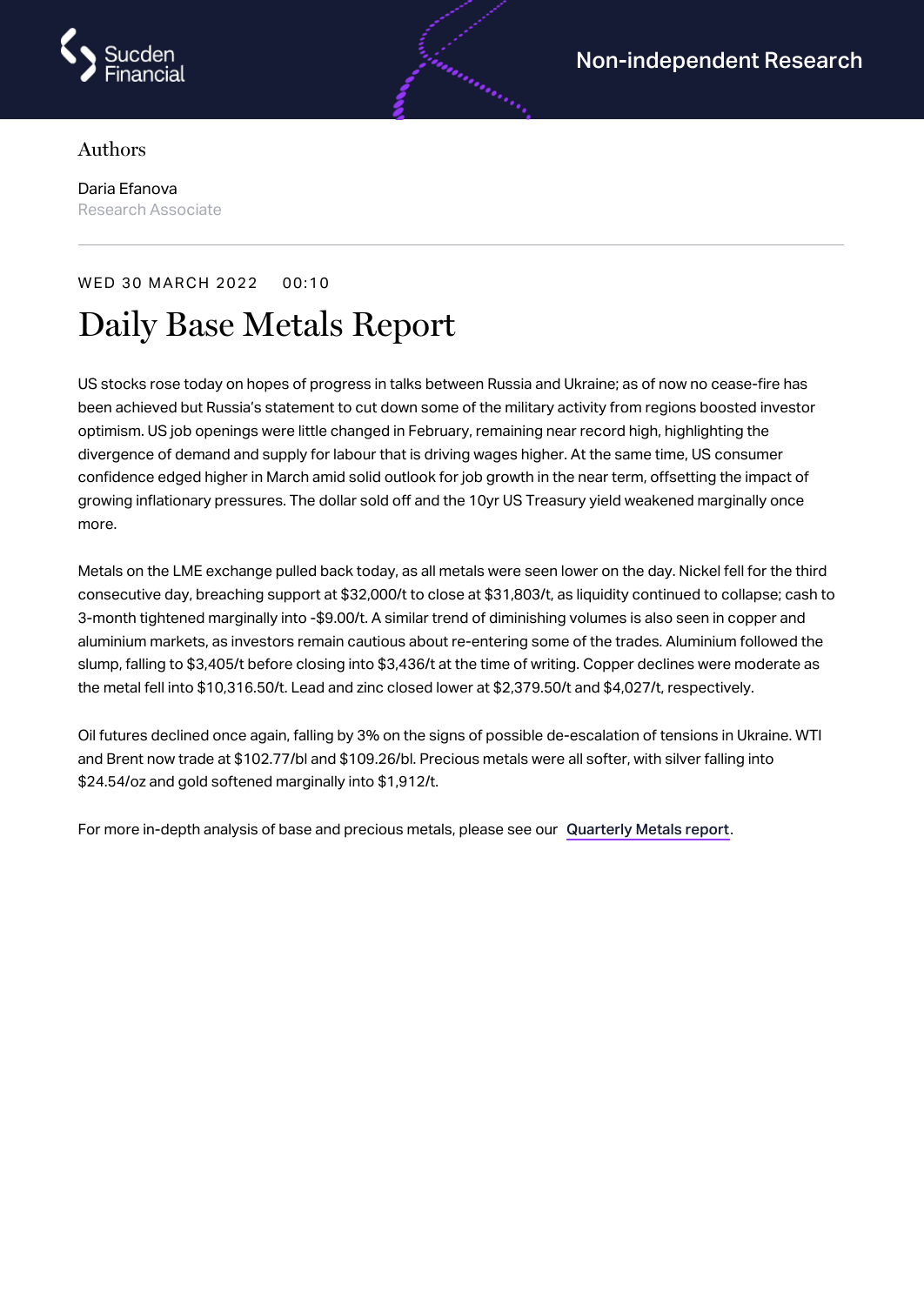Non-independent Research

Authors

Daria Efanova
Research Associate

WED 30 MARCH 2022 00:10

# Daily Base Metals Report

US stocks rose today on hopes of progress in talks between Russia and Ukraine; as of now no cease-fire has been achieved but Russia's statement to cut down some of the military activity from regions boosted investor optimism. US job openings were little changed in February, remaining near record high, highlighting the divergence of demand and supply for labour that is driving wages higher. At the same time, US consumer confidence edged higher in March amid solid outlook for job growth in the near term, offsetting the impact of growing inflationary pressures. The dollar sold off and the 10yr US Treasury yield weakened marginally once more.

Metals on the LME exchange pulled back today, as all metals were seen lower on the day. Nickel fell for the third consecutive day, breaching support at $32,000/t to close at $31,803/t, as liquidity continued to collapse; cash to 3-month tightened marginally into -$9.00/t. A similar trend of diminishing volumes is also seen in copper and aluminium markets, as investors remain cautious about re-entering some of the trades. Aluminium followed the slump, falling to $3,405/t before closing into $3,436/t at the time of writing. Copper declines were moderate as the metal fell into $10,316.50/t. Lead and zinc closed lower at $2,379.50/t and $4,027/t, respectively.

Oil futures declined once again, falling by 3% on the signs of possible de-escalation of tensions in Ukraine. WTI and Brent now trade at $102.77/bl and $109.26/bl. Precious metals were all softer, with silver falling into $24.54/oz and gold softened marginally into $1,912/t.

For more in-depth analysis of base and precious metals, please see our **Quarterly Metals report**.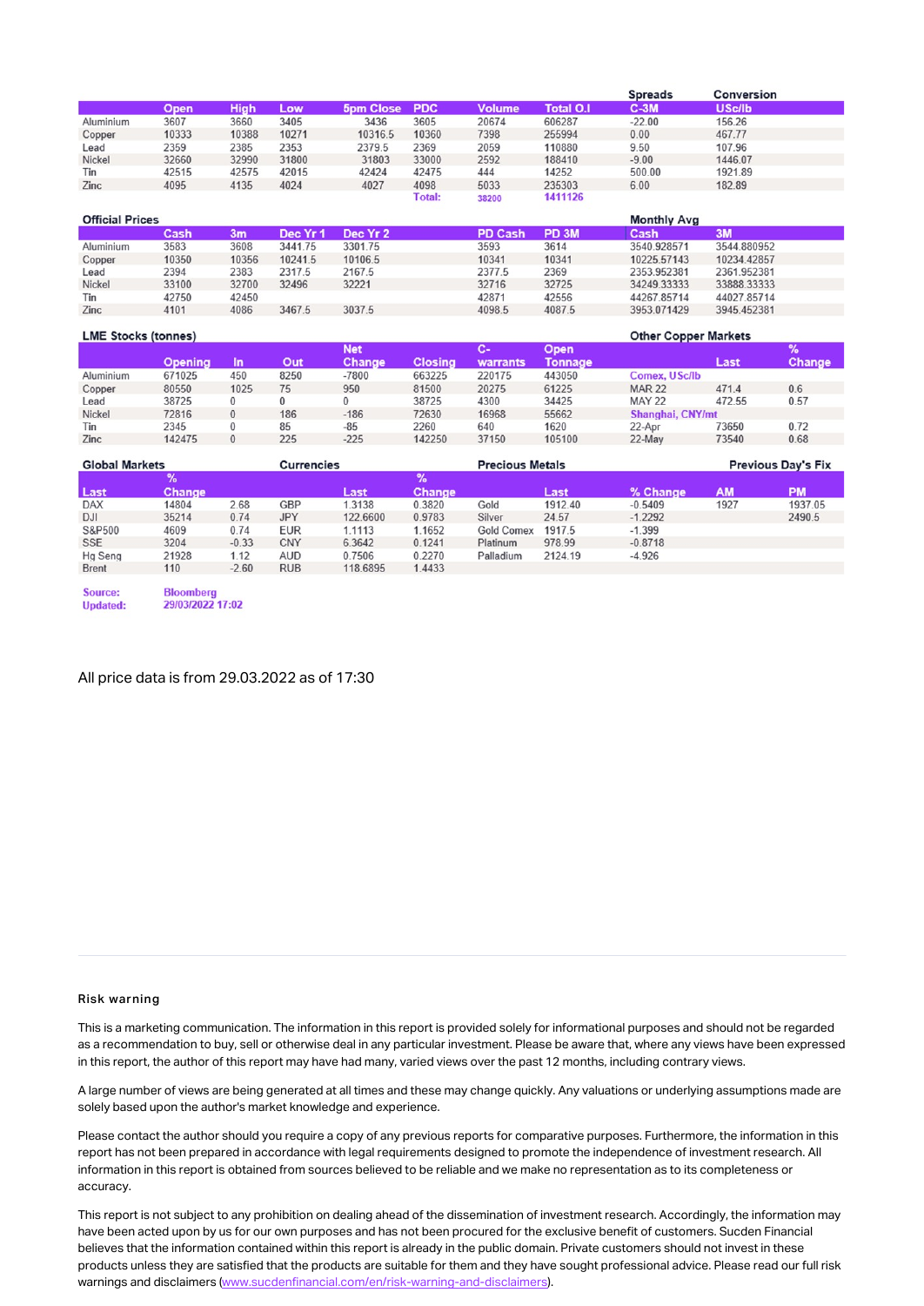| | Open | High | Low | 5pm Close | PDC | Volume | Total O.I | Spreads C-3M | Conversion USc/lb |
|---|---|---|---|---|---|---|---|---|---|
| Aluminium | 3607 | 3660 | 3405 | 3436 | 3605 | 20674 | 606287 | -22.00 | 156.26 |
| Copper | 10333 | 10388 | 10271 | 10316.5 | 10360 | 7398 | 255994 | 0.00 | 467.77 |
| Lead | 2359 | 2385 | 2353 | 2379.5 | 2369 | 2059 | 110880 | 9.50 | 107.96 |
| Nickel | 32660 | 32990 | 31800 | 31803 | 33000 | 2592 | 188410 | -9.00 | 1446.07 |
| Tin | 42515 | 42575 | 42015 | 42424 | 42475 | 444 | 14252 | 500.00 | 1921.89 |
| Zinc | 4095 | 4135 | 4024 | 4027 | 4098 | 5033 | 235303 | 6.00 | 182.89 |
| | | | | | Total: | 38200 | 1411126 | | |

**Official Prices**

| | Cash | 3m | Dec Yr 1 | Dec Yr 2 | PD Cash | PD 3M | Monthly Avg Cash | Monthly Avg 3M |
|---|---|---|---|---|---|---|---|---|
| Aluminium | 3583 | 3608 | 3441.75 | 3301.75 | 3593 | 3614 | 3540.928571 | 3544.880952 |
| Copper | 10350 | 10356 | 10241.5 | 10106.5 | 10341 | 10341 | 10225.57143 | 10234.42857 |
| Lead | 2394 | 2383 | 2317.5 | 2167.5 | 2377.5 | 2369 | 2353.952381 | 2361.952381 |
| Nickel | 33100 | 32700 | 32496 | 32221 | 32716 | 32725 | 34249.33333 | 33888.33333 |
| Tin | 42750 | 42450 | | | 42871 | 42556 | 44267.85714 | 44027.85714 |
| Zinc | 4101 | 4086 | 3467.5 | 3037.5 | 4098.5 | 4087.5 | 3953.071429 | 3945.452381 |

**LME Stocks (tonnes)**

| | Opening | In | Out | Net Change | Closing | C-warrants | Open Tonnage |
|---|---|---|---|---|---|---|---|
| Aluminium | 671025 | 450 | 8250 | -7800 | 663225 | 220175 | 443050 |
| Copper | 80550 | 1025 | 75 | 950 | 81500 | 20275 | 61225 |
| Lead | 38725 | 0 | 0 | 0 | 38725 | 4300 | 34425 |
| Nickel | 72816 | 0 | 186 | -186 | 72630 | 16968 | 55662 |
| Tin | 2345 | 0 | 85 | -85 | 2260 | 640 | 1620 |
| Zinc | 142475 | 0 | 225 | -225 | 142250 | 37150 | 105100 |

**Other Copper Markets**

| | Last | % Change |
|---|---|---|
| Comex, USc/lb | | |
| MAR 22 | 471.4 | 0.6 |
| MAY 22 | 472.55 | 0.57 |
| Shanghai, CNY/mt | | |
| 22-Apr | 73650 | 0.72 |
| 22-May | 73540 | 0.68 |

**Global Markets**

| | Last | % Change |
|---|---|---|
| DAX | 14804 | 2.68 |
| DJI | 35214 | 0.74 |
| S&P500 | 4609 | 0.74 |
| SSE | 3204 | -0.33 |
| Hg Seng | 21928 | 1.12 |
| Brent | 110 | -2.60 |

**Currencies**

| | Last | % Change |
|---|---|---|
| GBP | 1.3138 | 0.3820 |
| JPY | 122.6600 | 0.9783 |
| EUR | 1.1113 | 1.1652 |
| CNY | 6.3642 | 0.1241 |
| AUD | 0.7506 | 0.2270 |
| RUB | 118.6895 | 1.4433 |

**Precious Metals**

| | Last | % Change | Previous Day's Fix AM | Previous Day's Fix PM |
|---|---|---|---|---|
| Gold | 1912.40 | -0.5409 | 1927 | 1937.05 |
| Silver | 24.57 | -1.2292 | | 2490.5 |
| Gold Comex | 1917.5 | -1.399 | | |
| Platinum | 978.99 | -0.8718 | | |
| Palladium | 2124.19 | -4.926 | | |

Source: Bloomberg
Updated: 29/03/2022 17:02

All price data is from 29.03.2022 as of 17:30

---

**Risk warning**

This is a marketing communication. The information in this report is provided solely for informational purposes and should not be regarded as a recommendation to buy, sell or otherwise deal in any particular investment. Please be aware that, where any views have been expressed in this report, the author of this report may have had many, varied views over the past 12 months, including contrary views.

A large number of views are being generated at all times and these may change quickly. Any valuations or underlying assumptions made are solely based upon the author's market knowledge and experience.

Please contact the author should you require a copy of any previous reports for comparative purposes. Furthermore, the information in this report has not been prepared in accordance with legal requirements designed to promote the independence of investment research. All information in this report is obtained from sources believed to be reliable and we make no representation as to its completeness or accuracy.

This report is not subject to any prohibition on dealing ahead of the dissemination of investment research. Accordingly, the information may have been acted upon by us for our own purposes and has not been procured for the exclusive benefit of customers. Sucden Financial believes that the information contained within this report is already in the public domain. Private customers should not invest in these products unless they are satisfied that the products are suitable for them and they have sought professional advice. Please read our full risk warnings and disclaimers (www.sucdenfinancial.com/en/risk-warning-and-disclaimers).